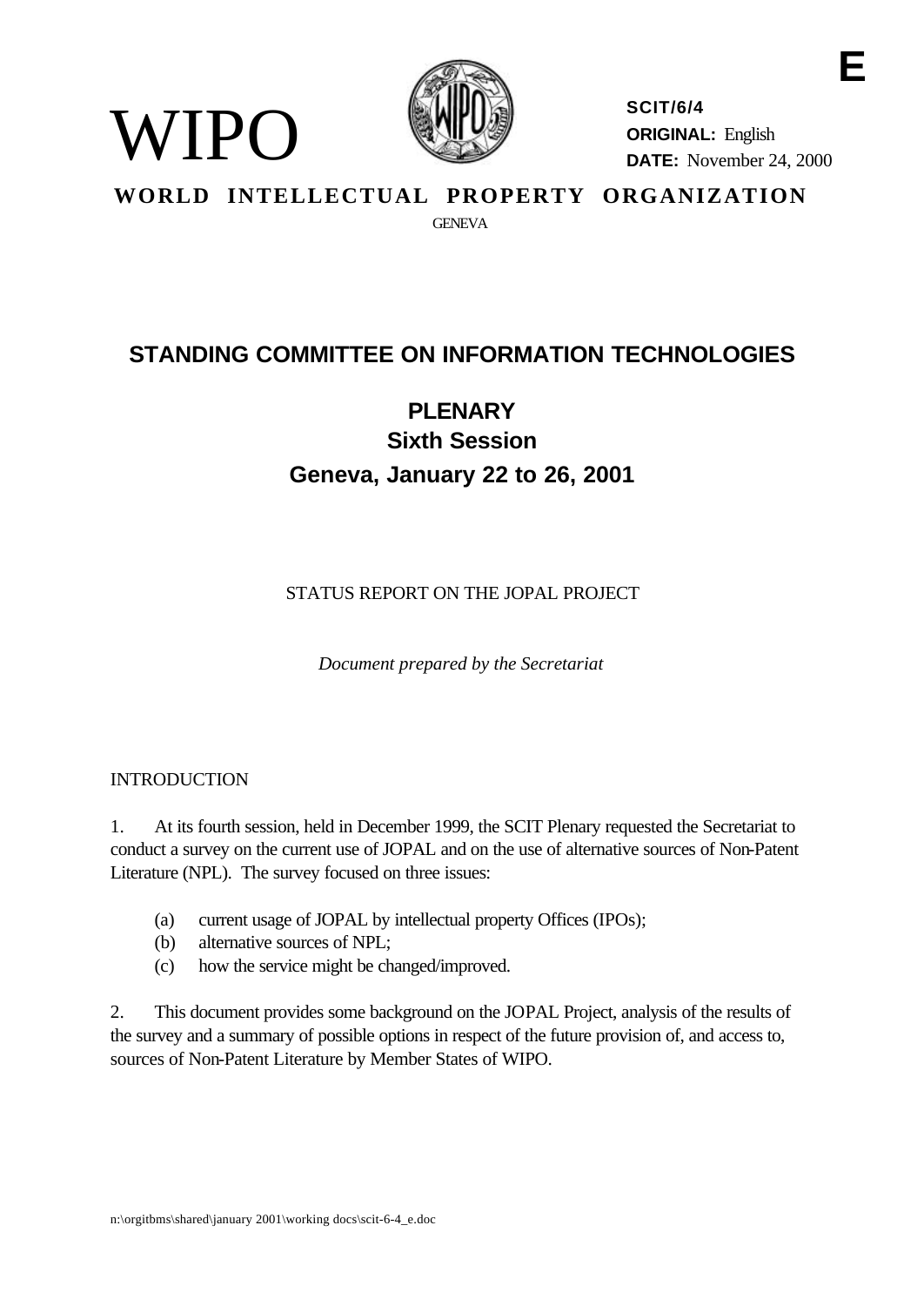WIPO

**SCIT/6/4**
**ORIGINAL:** English
**DATE:** November 24, 2000

E

**WORLD INTELLECTUAL PROPERTY ORGANIZATION**

GENEVA

# STANDING COMMITTEE ON INFORMATION TECHNOLOGIES

## PLENARY
## Sixth Session
## Geneva, January 22 to 26, 2001

STATUS REPORT ON THE JOPAL PROJECT

*Document prepared by the Secretariat*

INTRODUCTION

1. At its fourth session, held in December 1999, the SCIT Plenary requested the Secretariat to conduct a survey on the current use of JOPAL and on the use of alternative sources of Non-Patent Literature (NPL). The survey focused on three issues:

   (a) current usage of JOPAL by intellectual property Offices (IPOs);
   (b) alternative sources of NPL;
   (c) how the service might be changed/improved.

2. This document provides some background on the JOPAL Project, analysis of the results of the survey and a summary of possible options in respect of the future provision of, and access to, sources of Non-Patent Literature by Member States of WIPO.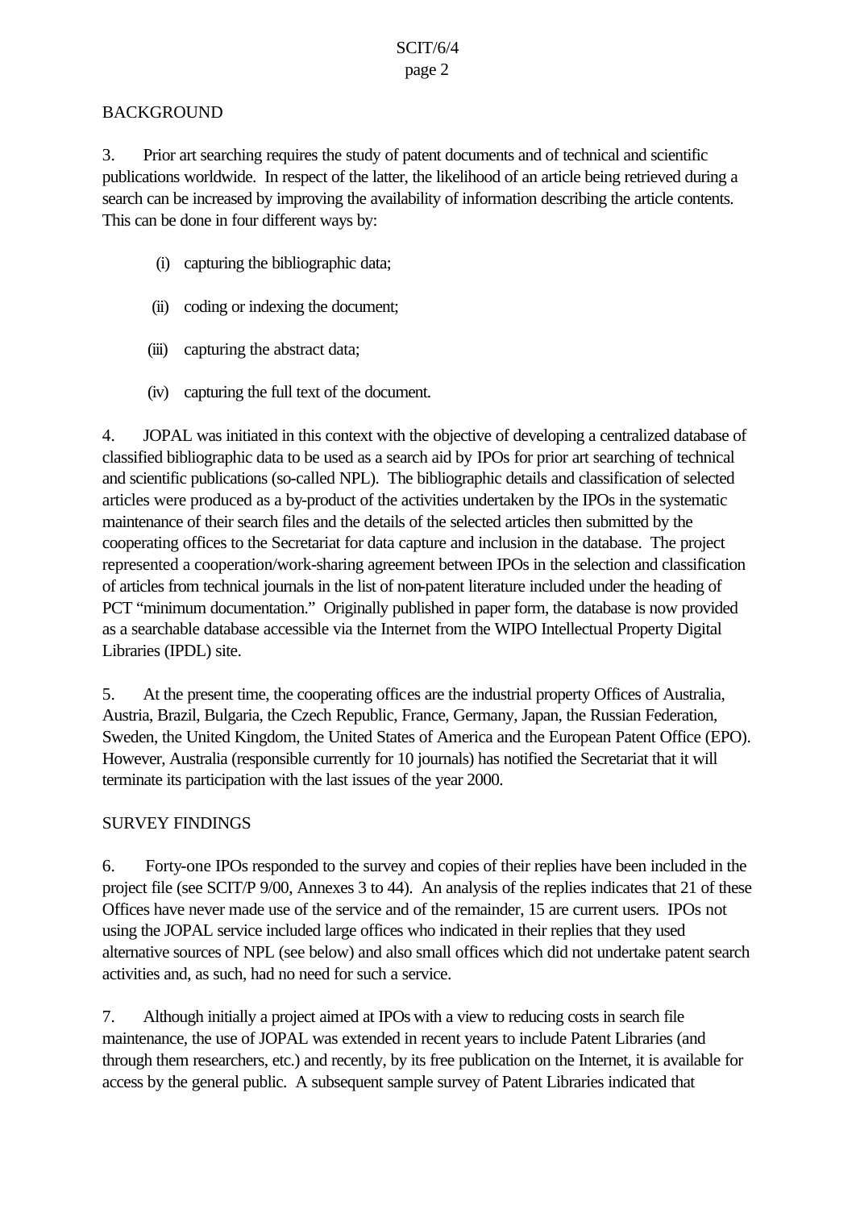## BACKGROUND

3. Prior art searching requires the study of patent documents and of technical and scientific publications worldwide. In respect of the latter, the likelihood of an article being retrieved during a search can be increased by improving the availability of information describing the article contents. This can be done in four different ways by:

(i) capturing the bibliographic data;

(ii) coding or indexing the document;

(iii) capturing the abstract data;

(iv) capturing the full text of the document.

4. JOPAL was initiated in this context with the objective of developing a centralized database of classified bibliographic data to be used as a search aid by IPOs for prior art searching of technical and scientific publications (so-called NPL). The bibliographic details and classification of selected articles were produced as a by-product of the activities undertaken by the IPOs in the systematic maintenance of their search files and the details of the selected articles then submitted by the cooperating offices to the Secretariat for data capture and inclusion in the database. The project represented a cooperation/work-sharing agreement between IPOs in the selection and classification of articles from technical journals in the list of non-patent literature included under the heading of PCT "minimum documentation." Originally published in paper form, the database is now provided as a searchable database accessible via the Internet from the WIPO Intellectual Property Digital Libraries (IPDL) site.

5. At the present time, the cooperating offices are the industrial property Offices of Australia, Austria, Brazil, Bulgaria, the Czech Republic, France, Germany, Japan, the Russian Federation, Sweden, the United Kingdom, the United States of America and the European Patent Office (EPO). However, Australia (responsible currently for 10 journals) has notified the Secretariat that it will terminate its participation with the last issues of the year 2000.

## SURVEY FINDINGS

6. Forty-one IPOs responded to the survey and copies of their replies have been included in the project file (see SCIT/P 9/00, Annexes 3 to 44). An analysis of the replies indicates that 21 of these Offices have never made use of the service and of the remainder, 15 are current users. IPOs not using the JOPAL service included large offices who indicated in their replies that they used alternative sources of NPL (see below) and also small offices which did not undertake patent search activities and, as such, had no need for such a service.

7. Although initially a project aimed at IPOs with a view to reducing costs in search file maintenance, the use of JOPAL was extended in recent years to include Patent Libraries (and through them researchers, etc.) and recently, by its free publication on the Internet, it is available for access by the general public. A subsequent sample survey of Patent Libraries indicated that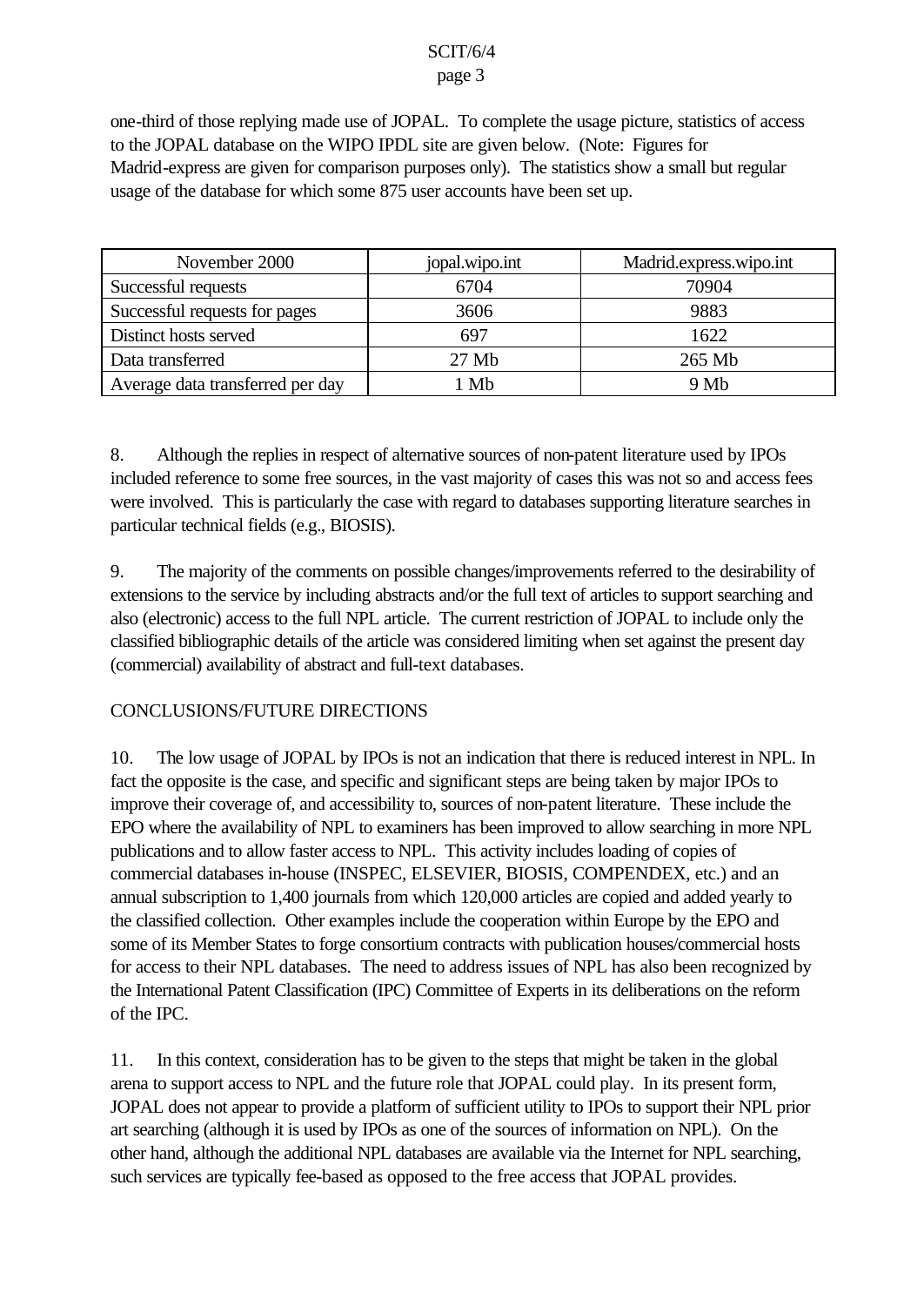one-third of those replying made use of JOPAL. To complete the usage picture, statistics of access to the JOPAL database on the WIPO IPDL site are given below. (Note: Figures for Madrid-express are given for comparison purposes only). The statistics show a small but regular usage of the database for which some 875 user accounts have been set up.

| November 2000 | jopal.wipo.int | Madrid.express.wipo.int |
|---|---|---|
| Successful requests | 6704 | 70904 |
| Successful requests for pages | 3606 | 9883 |
| Distinct hosts served | 697 | 1622 |
| Data transferred | 27 Mb | 265 Mb |
| Average data transferred per day | 1 Mb | 9 Mb |

8. Although the replies in respect of alternative sources of non-patent literature used by IPOs included reference to some free sources, in the vast majority of cases this was not so and access fees were involved. This is particularly the case with regard to databases supporting literature searches in particular technical fields (e.g., BIOSIS).

9. The majority of the comments on possible changes/improvements referred to the desirability of extensions to the service by including abstracts and/or the full text of articles to support searching and also (electronic) access to the full NPL article. The current restriction of JOPAL to include only the classified bibliographic details of the article was considered limiting when set against the present day (commercial) availability of abstract and full-text databases.

## CONCLUSIONS/FUTURE DIRECTIONS

10. The low usage of JOPAL by IPOs is not an indication that there is reduced interest in NPL. In fact the opposite is the case, and specific and significant steps are being taken by major IPOs to improve their coverage of, and accessibility to, sources of non-patent literature. These include the EPO where the availability of NPL to examiners has been improved to allow searching in more NPL publications and to allow faster access to NPL. This activity includes loading of copies of commercial databases in-house (INSPEC, ELSEVIER, BIOSIS, COMPENDEX, etc.) and an annual subscription to 1,400 journals from which 120,000 articles are copied and added yearly to the classified collection. Other examples include the cooperation within Europe by the EPO and some of its Member States to forge consortium contracts with publication houses/commercial hosts for access to their NPL databases. The need to address issues of NPL has also been recognized by the International Patent Classification (IPC) Committee of Experts in its deliberations on the reform of the IPC.

11. In this context, consideration has to be given to the steps that might be taken in the global arena to support access to NPL and the future role that JOPAL could play. In its present form, JOPAL does not appear to provide a platform of sufficient utility to IPOs to support their NPL prior art searching (although it is used by IPOs as one of the sources of information on NPL). On the other hand, although the additional NPL databases are available via the Internet for NPL searching, such services are typically fee-based as opposed to the free access that JOPAL provides.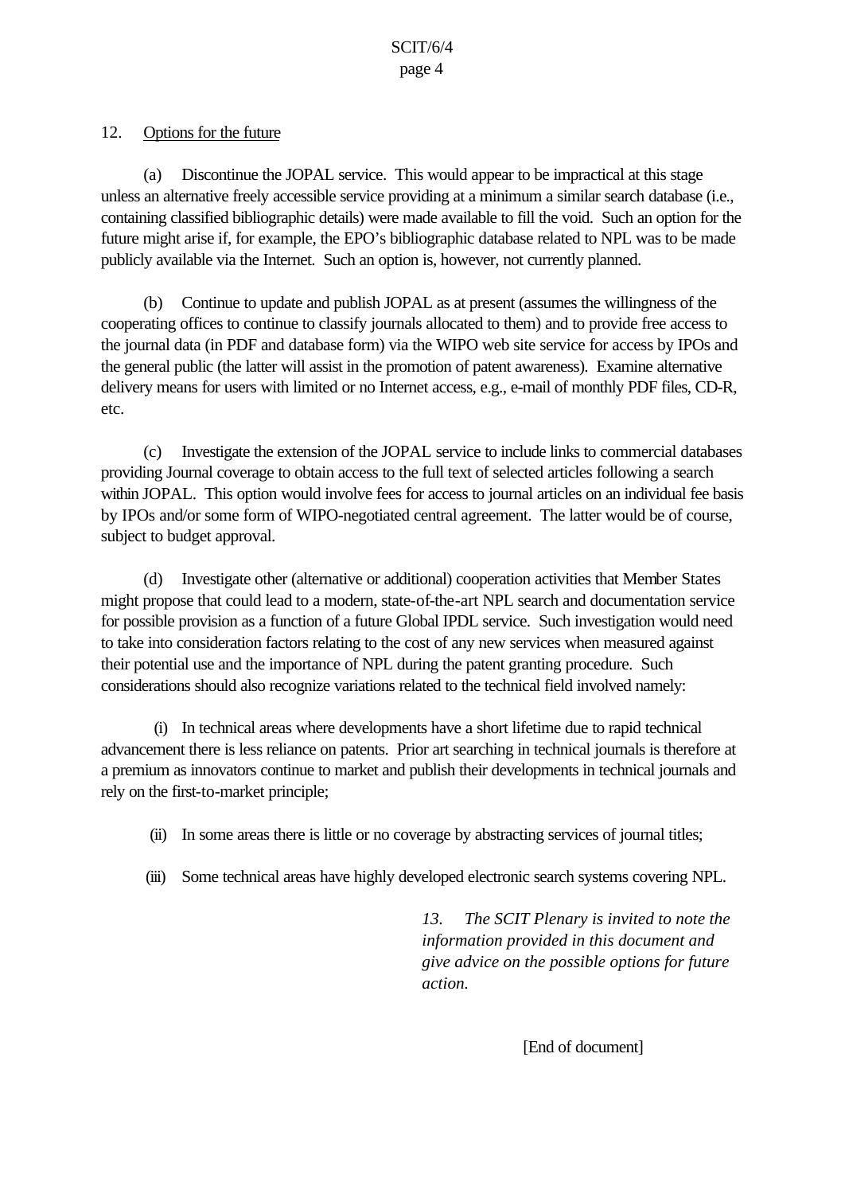12. <u>Options for the future</u>

(a) Discontinue the JOPAL service. This would appear to be impractical at this stage unless an alternative freely accessible service providing at a minimum a similar search database (i.e., containing classified bibliographic details) were made available to fill the void. Such an option for the future might arise if, for example, the EPO's bibliographic database related to NPL was to be made publicly available via the Internet. Such an option is, however, not currently planned.

(b) Continue to update and publish JOPAL as at present (assumes the willingness of the cooperating offices to continue to classify journals allocated to them) and to provide free access to the journal data (in PDF and database form) via the WIPO web site service for access by IPOs and the general public (the latter will assist in the promotion of patent awareness). Examine alternative delivery means for users with limited or no Internet access, e.g., e-mail of monthly PDF files, CD-R, etc.

(c) Investigate the extension of the JOPAL service to include links to commercial databases providing Journal coverage to obtain access to the full text of selected articles following a search within JOPAL. This option would involve fees for access to journal articles on an individual fee basis by IPOs and/or some form of WIPO-negotiated central agreement. The latter would be of course, subject to budget approval.

(d) Investigate other (alternative or additional) cooperation activities that Member States might propose that could lead to a modern, state-of-the-art NPL search and documentation service for possible provision as a function of a future Global IPDL service. Such investigation would need to take into consideration factors relating to the cost of any new services when measured against their potential use and the importance of NPL during the patent granting procedure. Such considerations should also recognize variations related to the technical field involved namely:

(i) In technical areas where developments have a short lifetime due to rapid technical advancement there is less reliance on patents. Prior art searching in technical journals is therefore at a premium as innovators continue to market and publish their developments in technical journals and rely on the first-to-market principle;

(ii) In some areas there is little or no coverage by abstracting services of journal titles;

(iii) Some technical areas have highly developed electronic search systems covering NPL.

*13. The SCIT Plenary is invited to note the information provided in this document and give advice on the possible options for future action.*

[End of document]